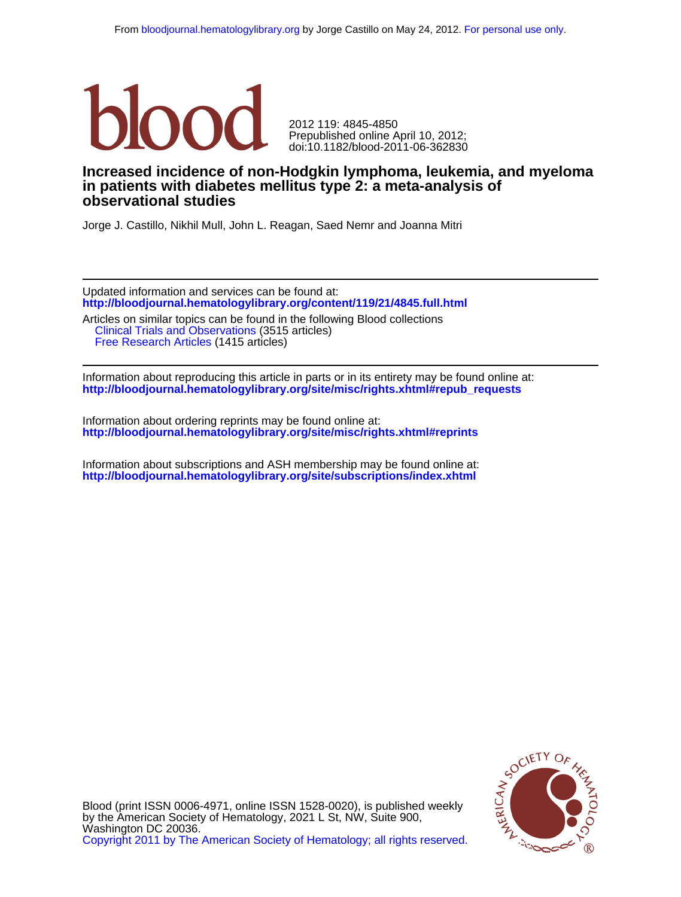From bloodjournal.hematologylibrary.org by Jorge Castillo on May 24, 2012. For personal use only.

blood

2012 119: 4845-4850
Prepublished online April 10, 2012;
doi:10.1182/blood-2011-06-362830

# Increased incidence of non-Hodgkin lymphoma, leukemia, and myeloma in patients with diabetes mellitus type 2: a meta-analysis of observational studies

Jorge J. Castillo, Nikhil Mull, John L. Reagan, Saed Nemr and Joanna Mitri

---

Updated information and services can be found at:
**http://bloodjournal.hematologylibrary.org/content/119/21/4845.full.html**

Articles on similar topics can be found in the following Blood collections
- Clinical Trials and Observations (3515 articles)
- Free Research Articles (1415 articles)

---

Information about reproducing this article in parts or in its entirety may be found online at:
**http://bloodjournal.hematologylibrary.org/site/misc/rights.xhtml#repub_requests**

Information about ordering reprints may be found online at:
**http://bloodjournal.hematologylibrary.org/site/misc/rights.xhtml#reprints**

Information about subscriptions and ASH membership may be found online at:
**http://bloodjournal.hematologylibrary.org/site/subscriptions/index.xhtml**

Blood (print ISSN 0006-4971, online ISSN 1528-0020), is published weekly by the American Society of Hematology, 2021 L St, NW, Suite 900, Washington DC 20036.
Copyright 2011 by The American Society of Hematology; all rights reserved.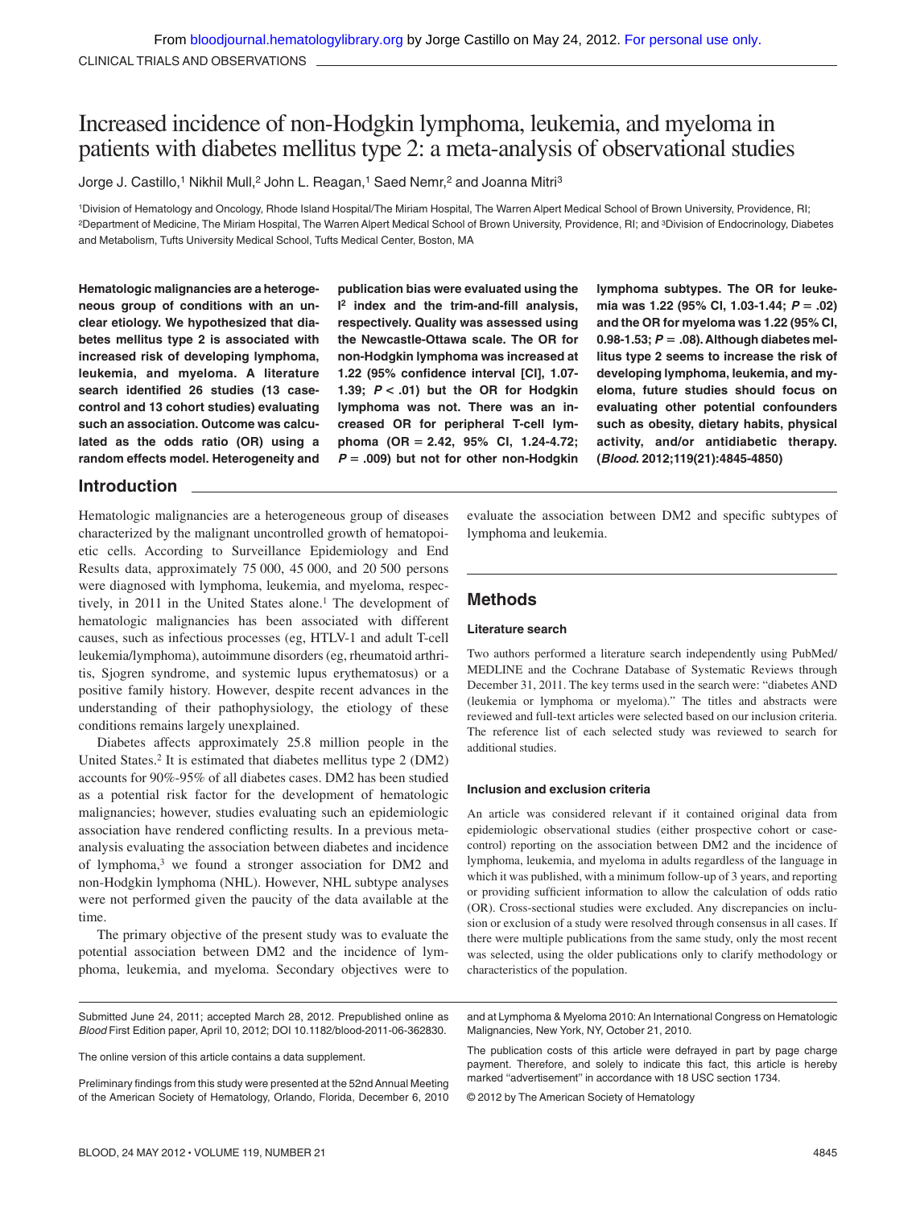# Increased incidence of non-Hodgkin lymphoma, leukemia, and myeloma in patients with diabetes mellitus type 2: a meta-analysis of observational studies

Jorge J. Castillo,[1] Nikhil Mull,[2] John L. Reagan,[1] Saed Nemr,[2] and Joanna Mitri[3]

[1]Division of Hematology and Oncology, Rhode Island Hospital/The Miriam Hospital, The Warren Alpert Medical School of Brown University, Providence, RI; [2]Department of Medicine, The Miriam Hospital, The Warren Alpert Medical School of Brown University, Providence, RI; and [3]Division of Endocrinology, Diabetes and Metabolism, Tufts University Medical School, Tufts Medical Center, Boston, MA

**Hematologic malignancies are a heterogeneous group of conditions with an unclear etiology. We hypothesized that diabetes mellitus type 2 is associated with increased risk of developing lymphoma, leukemia, and myeloma. A literature search identified 26 studies (13 case-control and 13 cohort studies) evaluating such an association. Outcome was calculated as the odds ratio (OR) using a random effects model. Heterogeneity and publication bias were evaluated using the $I^2$ index and the trim-and-fill analysis, respectively. Quality was assessed using the Newcastle-Ottawa scale. The OR for non-Hodgkin lymphoma was increased at 1.22 (95% confidence interval [CI], 1.07-1.39; $P < .01$) but the OR for Hodgkin lymphoma was not. There was an increased OR for peripheral T-cell lymphoma (OR = 2.42, 95% CI, 1.24-4.72; $P = .009$) but not for other non-Hodgkin lymphoma subtypes. The OR for leukemia was 1.22 (95% CI, 1.03-1.44; $P = .02$) and the OR for myeloma was 1.22 (95% CI, 0.98-1.53; $P = .08$). Although diabetes mellitus type 2 seems to increase the risk of developing lymphoma, leukemia, and myeloma, future studies should focus on evaluating other potential confounders such as obesity, dietary habits, physical activity, and/or antidiabetic therapy. (*Blood*. 2012;119(21):4845-4850)**

## Introduction

Hematologic malignancies are a heterogeneous group of diseases characterized by the malignant uncontrolled growth of hematopoietic cells. According to Surveillance Epidemiology and End Results data, approximately 75 000, 45 000, and 20 500 persons were diagnosed with lymphoma, leukemia, and myeloma, respectively, in 2011 in the United States alone.[1] The development of hematologic malignancies has been associated with different causes, such as infectious processes (eg, HTLV-1 and adult T-cell leukemia/lymphoma), autoimmune disorders (eg, rheumatoid arthritis, Sjogren syndrome, and systemic lupus erythematosus) or a positive family history. However, despite recent advances in the understanding of their pathophysiology, the etiology of these conditions remains largely unexplained.

Diabetes affects approximately 25.8 million people in the United States.[2] It is estimated that diabetes mellitus type 2 (DM2) accounts for 90%-95% of all diabetes cases. DM2 has been studied as a potential risk factor for the development of hematologic malignancies; however, studies evaluating such an epidemiologic association have rendered conflicting results. In a previous meta-analysis evaluating the association between diabetes and incidence of lymphoma,[3] we found a stronger association for DM2 and non-Hodgkin lymphoma (NHL). However, NHL subtype analyses were not performed given the paucity of the data available at the time.

The primary objective of the present study was to evaluate the potential association between DM2 and the incidence of lymphoma, leukemia, and myeloma. Secondary objectives were to evaluate the association between DM2 and specific subtypes of lymphoma and leukemia.

## Methods

### Literature search

Two authors performed a literature search independently using PubMed/MEDLINE and the Cochrane Database of Systematic Reviews through December 31, 2011. The key terms used in the search were: "diabetes AND (leukemia or lymphoma or myeloma)." The titles and abstracts were reviewed and full-text articles were selected based on our inclusion criteria. The reference list of each selected study was reviewed to search for additional studies.

### Inclusion and exclusion criteria

An article was considered relevant if it contained original data from epidemiologic observational studies (either prospective cohort or case-control) reporting on the association between DM2 and the incidence of lymphoma, leukemia, and myeloma in adults regardless of the language in which it was published, with a minimum follow-up of 3 years, and reporting or providing sufficient information to allow the calculation of odds ratio (OR). Cross-sectional studies were excluded. Any discrepancies on inclusion or exclusion of a study were resolved through consensus in all cases. If there were multiple publications from the same study, only the most recent was selected, using the older publications only to clarify methodology or characteristics of the population.

Submitted June 24, 2011; accepted March 28, 2012. Prepublished online as *Blood* First Edition paper, April 10, 2012; DOI 10.1182/blood-2011-06-362830.

The online version of this article contains a data supplement.

Preliminary findings from this study were presented at the 52nd Annual Meeting of the American Society of Hematology, Orlando, Florida, December 6, 2010 and at Lymphoma & Myeloma 2010: An International Congress on Hematologic Malignancies, New York, NY, October 21, 2010.

The publication costs of this article were defrayed in part by page charge payment. Therefore, and solely to indicate this fact, this article is hereby marked "advertisement" in accordance with 18 USC section 1734.

© 2012 by The American Society of Hematology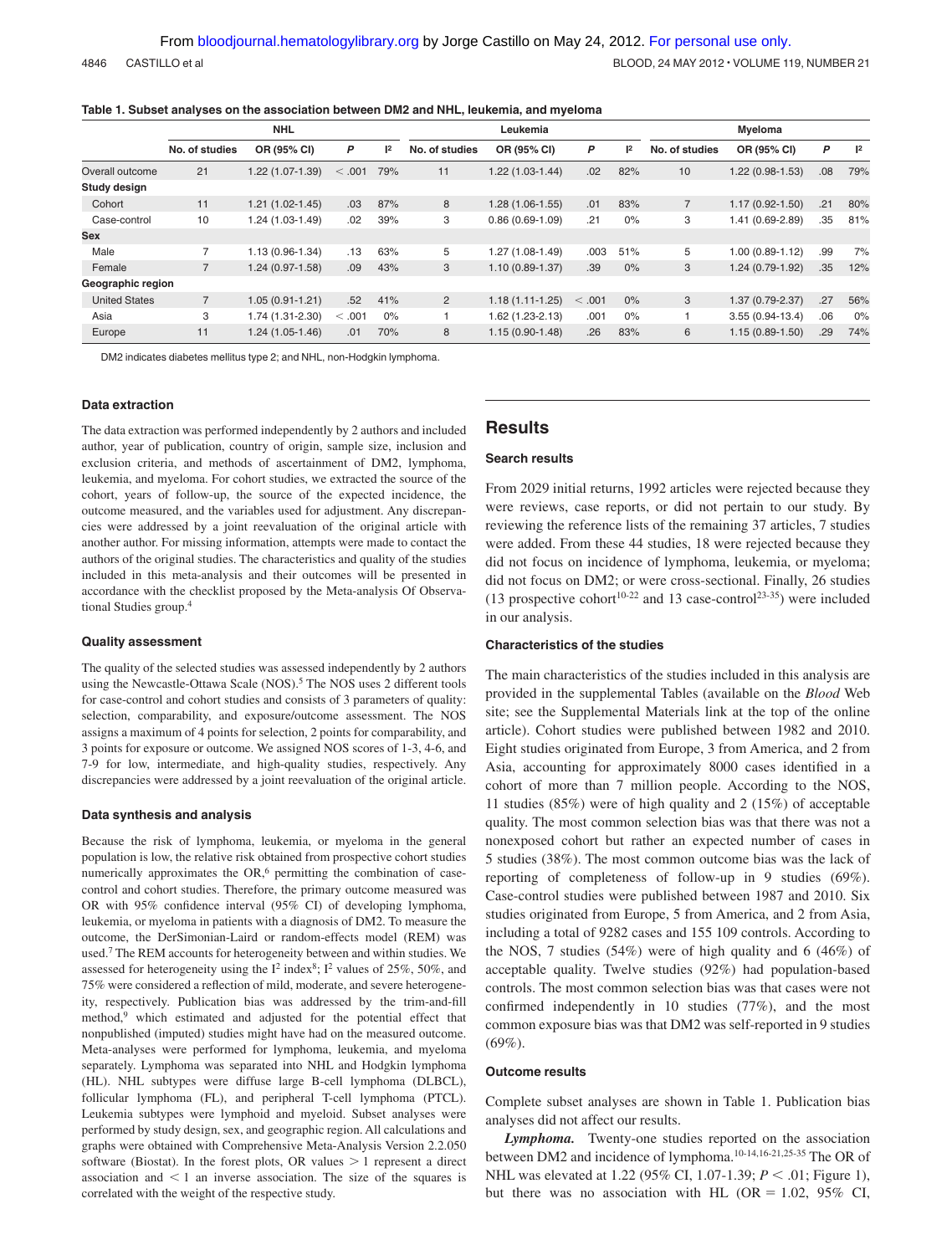**Table 1. Subset analyses on the association between DM2 and NHL, leukemia, and myeloma**

| | NHL | | | | Leukemia | | | | Myeloma | | | |
|---|---|---|---|---|---|---|---|---|---|---|---|---|
| | No. of studies | OR (95% CI) | P | I² | No. of studies | OR (95% CI) | P | I² | No. of studies | OR (95% CI) | P | I² |
| Overall outcome | 21 | 1.22 (1.07-1.39) | < .001 | 79% | 11 | 1.22 (1.03-1.44) | .02 | 82% | 10 | 1.22 (0.98-1.53) | .08 | 79% |
| **Study design** | | | | | | | | | | | | |
| Cohort | 11 | 1.21 (1.02-1.45) | .03 | 87% | 8 | 1.28 (1.06-1.55) | .01 | 83% | 7 | 1.17 (0.92-1.50) | .21 | 80% |
| Case-control | 10 | 1.24 (1.03-1.49) | .02 | 39% | 3 | 0.86 (0.69-1.09) | .21 | 0% | 3 | 1.41 (0.69-2.89) | .35 | 81% |
| **Sex** | | | | | | | | | | | | |
| Male | 7 | 1.13 (0.96-1.34) | .13 | 63% | 5 | 1.27 (1.08-1.49) | .003 | 51% | 5 | 1.00 (0.89-1.12) | .99 | 7% |
| Female | 7 | 1.24 (0.97-1.58) | .09 | 43% | 3 | 1.10 (0.89-1.37) | .39 | 0% | 3 | 1.24 (0.79-1.92) | .35 | 12% |
| **Geographic region** | | | | | | | | | | | | |
| United States | 7 | 1.05 (0.91-1.21) | .52 | 41% | 2 | 1.18 (1.11-1.25) | < .001 | 0% | 3 | 1.37 (0.79-2.37) | .27 | 56% |
| Asia | 3 | 1.74 (1.31-2.30) | < .001 | 0% | 1 | 1.62 (1.23-2.13) | .001 | 0% | 1 | 3.55 (0.94-13.4) | .06 | 0% |
| Europe | 11 | 1.24 (1.05-1.46) | .01 | 70% | 8 | 1.15 (0.90-1.48) | .26 | 83% | 6 | 1.15 (0.89-1.50) | .29 | 74% |

DM2 indicates diabetes mellitus type 2; and NHL, non-Hodgkin lymphoma.

### Data extraction

The data extraction was performed independently by 2 authors and included author, year of publication, country of origin, sample size, inclusion and exclusion criteria, and methods of ascertainment of DM2, lymphoma, leukemia, and myeloma. For cohort studies, we extracted the source of the cohort, years of follow-up, the source of the expected incidence, the outcome measured, and the variables used for adjustment. Any discrepancies were addressed by a joint reevaluation of the original article with another author. For missing information, attempts were made to contact the authors of the original studies. The characteristics and quality of the studies included in this meta-analysis and their outcomes will be presented in accordance with the checklist proposed by the Meta-analysis Of Observational Studies group.[4]

### Quality assessment

The quality of the selected studies was assessed independently by 2 authors using the Newcastle-Ottawa Scale (NOS).[5] The NOS uses 2 different tools for case-control and cohort studies and consists of 3 parameters of quality: selection, comparability, and exposure/outcome assessment. The NOS assigns a maximum of 4 points for selection, 2 points for comparability, and 3 points for exposure or outcome. We assigned NOS scores of 1-3, 4-6, and 7-9 for low, intermediate, and high-quality studies, respectively. Any discrepancies were addressed by a joint reevaluation of the original article.

### Data synthesis and analysis

Because the risk of lymphoma, leukemia, or myeloma in the general population is low, the relative risk obtained from prospective cohort studies numerically approximates the OR,[6] permitting the combination of case-control and cohort studies. Therefore, the primary outcome measured was OR with 95% confidence interval (95% CI) of developing lymphoma, leukemia, or myeloma in patients with a diagnosis of DM2. To measure the outcome, the DerSimonian-Laird or random-effects model (REM) was used.[7] The REM accounts for heterogeneity between and within studies. We assessed for heterogeneity using the $I^2$ index[8]; $I^2$ values of 25%, 50%, and 75% were considered a reflection of mild, moderate, and severe heterogeneity, respectively. Publication bias was addressed by the trim-and-fill method,[9] which estimated and adjusted for the potential effect that nonpublished (imputed) studies might have had on the measured outcome. Meta-analyses were performed for lymphoma, leukemia, and myeloma separately. Lymphoma was separated into NHL and Hodgkin lymphoma (HL). NHL subtypes were diffuse large B-cell lymphoma (DLBCL), follicular lymphoma (FL), and peripheral T-cell lymphoma (PTCL). Leukemia subtypes were lymphoid and myeloid. Subset analyses were performed by study design, sex, and geographic region. All calculations and graphs were obtained with Comprehensive Meta-Analysis Version 2.2.050 software (Biostat). In the forest plots, OR values $> 1$ represent a direct association and $< 1$ an inverse association. The size of the squares is correlated with the weight of the respective study.

## Results

### Search results

From 2029 initial returns, 1992 articles were rejected because they were reviews, case reports, or did not pertain to our study. By reviewing the reference lists of the remaining 37 articles, 7 studies were added. From these 44 studies, 18 were rejected because they did not focus on incidence of lymphoma, leukemia, or myeloma; did not focus on DM2; or were cross-sectional. Finally, 26 studies (13 prospective cohort[10-22] and 13 case-control[23-35]) were included in our analysis.

### Characteristics of the studies

The main characteristics of the studies included in this analysis are provided in the supplemental Tables (available on the *Blood* Web site; see the Supplemental Materials link at the top of the online article). Cohort studies were published between 1982 and 2010. Eight studies originated from Europe, 3 from America, and 2 from Asia, accounting for approximately 8000 cases identified in a cohort of more than 7 million people. According to the NOS, 11 studies (85%) were of high quality and 2 (15%) of acceptable quality. The most common selection bias was that there was not a nonexposed cohort but rather an expected number of cases in 5 studies (38%). The most common outcome bias was the lack of reporting of completeness of follow-up in 9 studies (69%). Case-control studies were published between 1987 and 2010. Six studies originated from Europe, 5 from America, and 2 from Asia, including a total of 9282 cases and 155 109 controls. According to the NOS, 7 studies (54%) were of high quality and 6 (46%) of acceptable quality. Twelve studies (92%) had population-based controls. The most common selection bias was that cases were not confirmed independently in 10 studies (77%), and the most common exposure bias was that DM2 was self-reported in 9 studies (69%).

### Outcome results

Complete subset analyses are shown in Table 1. Publication bias analyses did not affect our results.

***Lymphoma.*** Twenty-one studies reported on the association between DM2 and incidence of lymphoma.[10-14,16-21,25-35] The OR of NHL was elevated at 1.22 (95% CI, 1.07-1.39; $P < .01$; Figure 1), but there was no association with HL (OR = 1.02, 95% CI,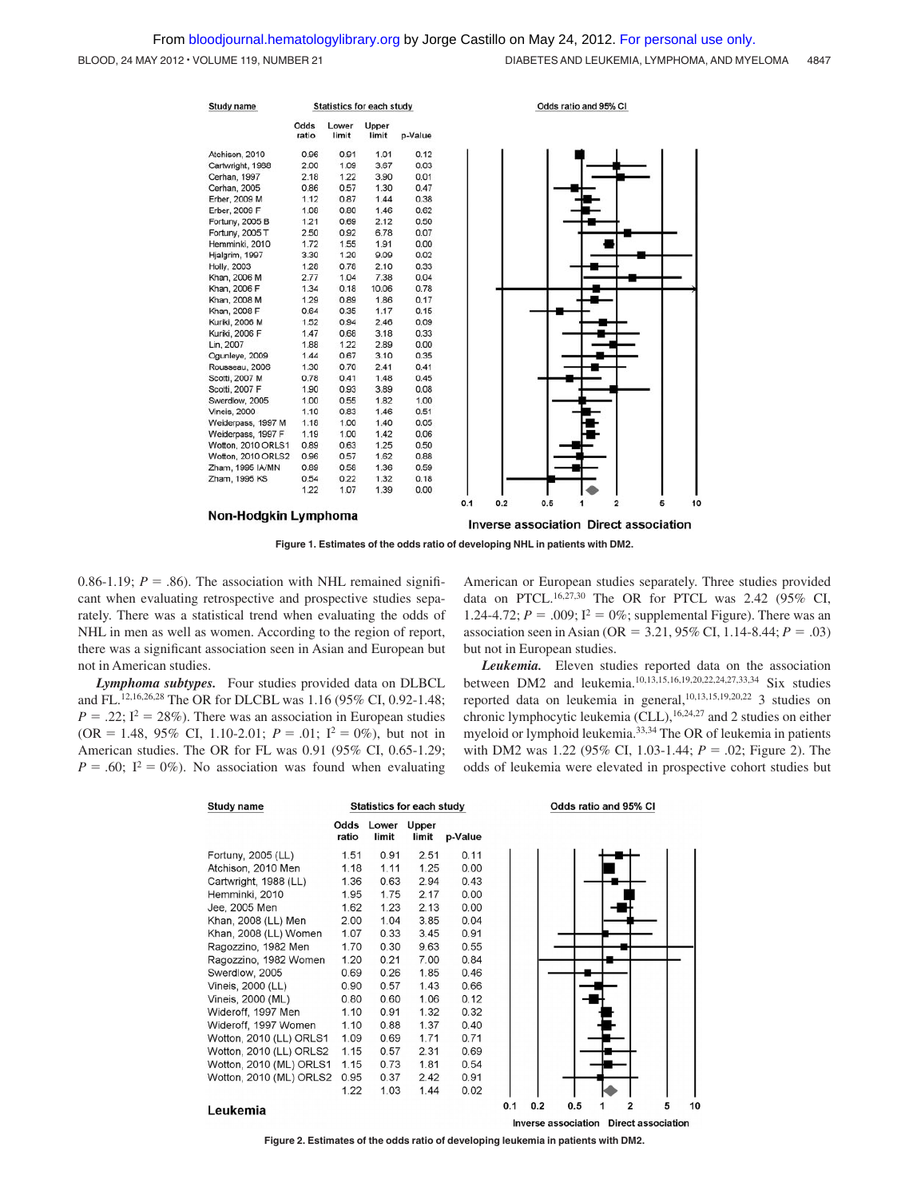| Study name | Odds ratio | Lower limit | Upper limit | p-Value |
|---|---|---|---|---|
| Atchison, 2010 | 0.96 | 0.91 | 1.01 | 0.12 |
| Cartwright, 1988 | 2.00 | 1.09 | 3.67 | 0.03 |
| Cerhan, 1997 | 2.18 | 1.22 | 3.90 | 0.01 |
| Cerhan, 2005 | 0.86 | 0.57 | 1.30 | 0.47 |
| Erber, 2009 M | 1.12 | 0.87 | 1.44 | 0.38 |
| Erber, 2009 F | 1.08 | 0.80 | 1.46 | 0.62 |
| Fortuny, 2005 B | 1.21 | 0.69 | 2.12 | 0.50 |
| Fortuny, 2005 T | 2.50 | 0.92 | 6.78 | 0.07 |
| Hemminki, 2010 | 1.72 | 1.55 | 1.91 | 0.00 |
| Hjalgrim, 1997 | 3.30 | 1.20 | 9.09 | 0.02 |
| Holly, 2003 | 1.26 | 0.76 | 2.10 | 0.33 |
| Khan, 2006 M | 2.77 | 1.04 | 7.38 | 0.04 |
| Khan, 2006 F | 1.34 | 0.18 | 10.06 | 0.78 |
| Khan, 2008 M | 1.29 | 0.89 | 1.86 | 0.17 |
| Khan, 2008 F | 0.64 | 0.35 | 1.17 | 0.15 |
| Kuriki, 2006 M | 1.52 | 0.94 | 2.46 | 0.09 |
| Kuriki, 2006 F | 1.47 | 0.68 | 3.18 | 0.33 |
| Lin, 2007 | 1.88 | 1.22 | 2.89 | 0.00 |
| Ogunleye, 2009 | 1.44 | 0.67 | 3.10 | 0.35 |
| Rousseau, 2006 | 1.30 | 0.70 | 2.41 | 0.41 |
| Scotti, 2007 M | 0.78 | 0.41 | 1.48 | 0.45 |
| Scotti, 2007 F | 1.90 | 0.93 | 3.89 | 0.08 |
| Swerdlow, 2005 | 1.00 | 0.55 | 1.82 | 1.00 |
| Vineis, 2000 | 1.10 | 0.83 | 1.46 | 0.51 |
| Weiderpass, 1997 M | 1.18 | 1.00 | 1.40 | 0.05 |
| Weiderpass, 1997 F | 1.19 | 1.00 | 1.42 | 0.06 |
| Wotton, 2010 ORLS1 | 0.89 | 0.63 | 1.25 | 0.50 |
| Wotton, 2010 ORLS2 | 0.96 | 0.57 | 1.62 | 0.88 |
| Zham, 1995 IA/MN | 0.89 | 0.58 | 1.36 | 0.59 |
| Zham, 1995 KS | 0.54 | 0.22 | 1.32 | 0.18 |
| | 1.22 | 1.07 | 1.39 | 0.00 |

Non-Hodgkin Lymphoma

Inverse association  Direct association

**Figure 1. Estimates of the odds ratio of developing NHL in patients with DM2.**

0.86-1.19; $P = .86$). The association with NHL remained significant when evaluating retrospective and prospective studies separately. There was a statistical trend when evaluating the odds of NHL in men as well as women. According to the region of report, there was a significant association seen in Asian and European but not in American studies.

*Lymphoma subtypes.* Four studies provided data on DLBCL and FL.[12,16,26,28] The OR for DLBCL was 1.16 (95% CI, 0.92-1.48; $P = .22$; $I^2 = 28\%$). There was an association in European studies (OR = 1.48, 95% CI, 1.10-2.01; $P = .01$; $I^2 = 0\%$), but not in American studies. The OR for FL was 0.91 (95% CI, 0.65-1.29; $P = .60$; $I^2 = 0\%$). No association was found when evaluating American or European studies separately. Three studies provided data on PTCL.[16,27,30] The OR for PTCL was 2.42 (95% CI, 1.24-4.72; $P = .009$; $I^2 = 0\%$; supplemental Figure). There was an association seen in Asian (OR = 3.21, 95% CI, 1.14-8.44; $P = .03$) but not in European studies.

*Leukemia.* Eleven studies reported data on the association between DM2 and leukemia.[10,13,15,16,19,20,22,24,27,33,34] Six studies reported data on leukemia in general,[10,13,15,19,20,22] 3 studies on chronic lymphocytic leukemia (CLL),[16,24,27] and 2 studies on either myeloid or lymphoid leukemia.[33,34] The OR of leukemia in patients with DM2 was 1.22 (95% CI, 1.03-1.44; $P = .02$; Figure 2). The odds of leukemia were elevated in prospective cohort studies but

| Study name | Odds ratio | Lower limit | Upper limit | p-Value |
|---|---|---|---|---|
| Fortuny, 2005 (LL) | 1.51 | 0.91 | 2.51 | 0.11 |
| Atchison, 2010 Men | 1.18 | 1.11 | 1.25 | 0.00 |
| Cartwright, 1988 (LL) | 1.36 | 0.63 | 2.94 | 0.43 |
| Hemminki, 2010 | 1.95 | 1.75 | 2.17 | 0.00 |
| Jee, 2005 Men | 1.62 | 1.23 | 2.13 | 0.00 |
| Khan, 2008 (LL) Men | 2.00 | 1.04 | 3.85 | 0.04 |
| Khan, 2008 (LL) Women | 1.07 | 0.33 | 3.45 | 0.91 |
| Ragozzino, 1982 Men | 1.70 | 0.30 | 9.63 | 0.55 |
| Ragozzino, 1982 Women | 1.20 | 0.21 | 7.00 | 0.84 |
| Swerdlow, 2005 | 0.69 | 0.26 | 1.85 | 0.46 |
| Vineis, 2000 (LL) | 0.90 | 0.57 | 1.43 | 0.66 |
| Vineis, 2000 (ML) | 0.80 | 0.60 | 1.06 | 0.12 |
| Wideroff, 1997 Men | 1.10 | 0.91 | 1.32 | 0.32 |
| Wideroff, 1997 Women | 1.10 | 0.88 | 1.37 | 0.40 |
| Wotton, 2010 (LL) ORLS1 | 1.09 | 0.69 | 1.71 | 0.71 |
| Wotton, 2010 (LL) ORLS2 | 1.15 | 0.57 | 2.31 | 0.69 |
| Wotton, 2010 (ML) ORLS1 | 1.15 | 0.73 | 1.81 | 0.54 |
| Wotton, 2010 (ML) ORLS2 | 0.95 | 0.37 | 2.42 | 0.91 |
| | 1.22 | 1.03 | 1.44 | 0.02 |

Leukemia

Inverse association  Direct association

**Figure 2. Estimates of the odds ratio of developing leukemia in patients with DM2.**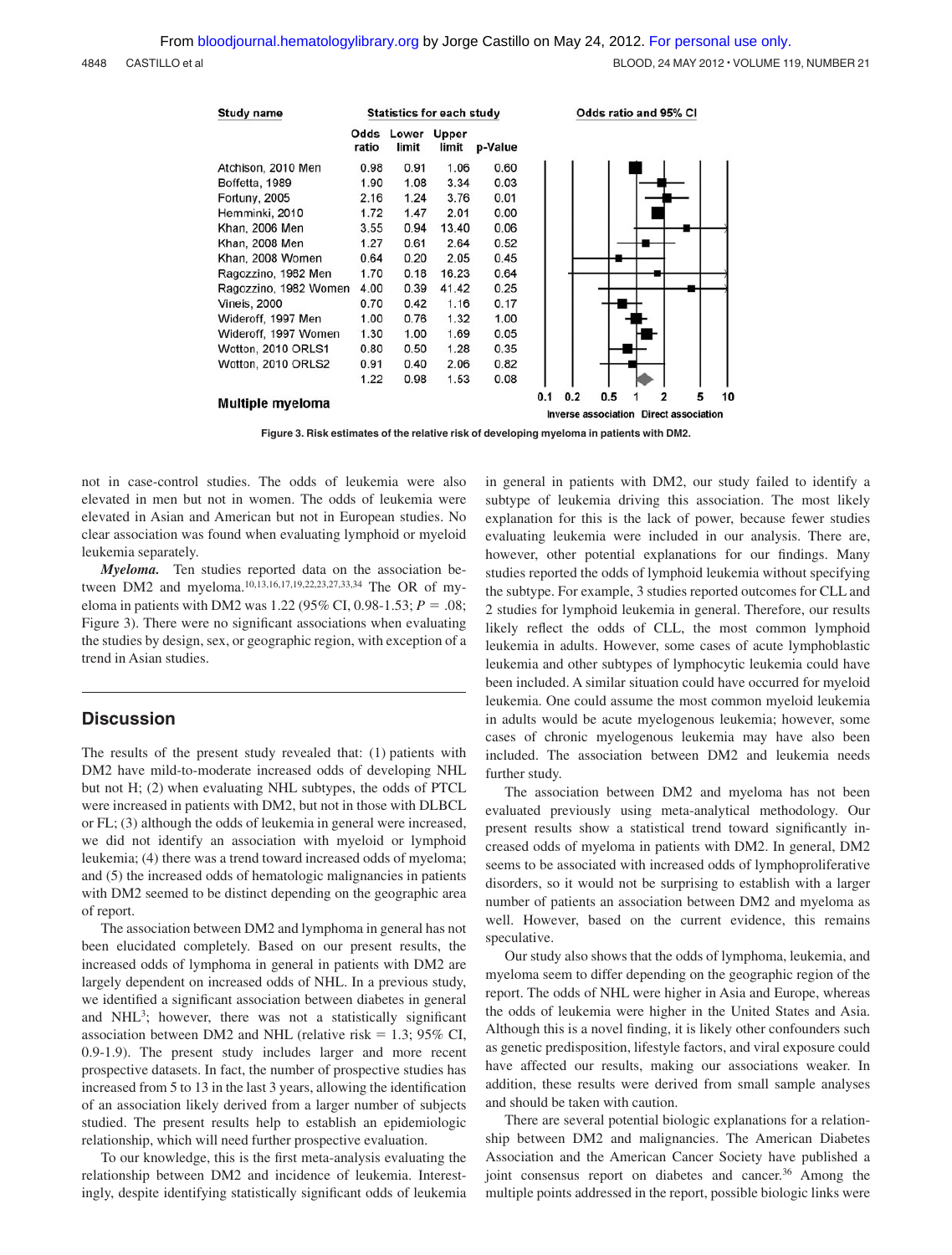| Study name | Odds ratio | Lower limit | Upper limit | p-Value |
|---|---|---|---|---|
| Atchison, 2010 Men | 0.98 | 0.91 | 1.06 | 0.60 |
| Boffetta, 1989 | 1.90 | 1.08 | 3.34 | 0.03 |
| Fortuny, 2005 | 2.16 | 1.24 | 3.76 | 0.01 |
| Hemminki, 2010 | 1.72 | 1.47 | 2.01 | 0.00 |
| Khan, 2006 Men | 3.55 | 0.94 | 13.40 | 0.06 |
| Khan, 2008 Men | 1.27 | 0.61 | 2.64 | 0.52 |
| Khan, 2008 Women | 0.64 | 0.20 | 2.05 | 0.45 |
| Ragozzino, 1982 Men | 1.70 | 0.18 | 16.23 | 0.64 |
| Ragozzino, 1982 Women | 4.00 | 0.39 | 41.42 | 0.25 |
| Vineis, 2000 | 0.70 | 0.42 | 1.16 | 0.17 |
| Wideroff, 1997 Men | 1.00 | 0.76 | 1.32 | 1.00 |
| Wideroff, 1997 Women | 1.30 | 1.00 | 1.69 | 0.05 |
| Wotton, 2010 ORLS1 | 0.80 | 0.50 | 1.28 | 0.35 |
| Wotton, 2010 ORLS2 | 0.91 | 0.40 | 2.06 | 0.82 |
| | 1.22 | 0.98 | 1.53 | 0.08 |

**Multiple myeloma**

Odds ratio and 95% CI (0.1, 0.2, 0.5, 1, 2, 5, 10) — Inverse association / Direct association

**Figure 3. Risk estimates of the relative risk of developing myeloma in patients with DM2.**

not in case-control studies. The odds of leukemia were also elevated in men but not in women. The odds of leukemia were elevated in Asian and American but not in European studies. No clear association was found when evaluating lymphoid or myeloid leukemia separately.

***Myeloma.*** Ten studies reported data on the association between DM2 and myeloma.[10,13,16,17,19,22,23,27,33,34] The OR of myeloma in patients with DM2 was 1.22 (95% CI, 0.98-1.53; $P = .08$; Figure 3). There were no significant associations when evaluating the studies by design, sex, or geographic region, with exception of a trend in Asian studies.

## Discussion

The results of the present study revealed that: (1) patients with DM2 have mild-to-moderate increased odds of developing NHL but not H; (2) when evaluating NHL subtypes, the odds of PTCL were increased in patients with DM2, but not in those with DLBCL or FL; (3) although the odds of leukemia in general were increased, we did not identify an association with myeloid or lymphoid leukemia; (4) there was a trend toward increased odds of myeloma; and (5) the increased odds of hematologic malignancies in patients with DM2 seemed to be distinct depending on the geographic area of report.

The association between DM2 and lymphoma in general has not been elucidated completely. Based on our present results, the increased odds of lymphoma in general in patients with DM2 are largely dependent on increased odds of NHL. In a previous study, we identified a significant association between diabetes in general and NHL[3]; however, there was not a statistically significant association between DM2 and NHL (relative risk = 1.3; 95% CI, 0.9-1.9). The present study includes larger and more recent prospective datasets. In fact, the number of prospective studies has increased from 5 to 13 in the last 3 years, allowing the identification of an association likely derived from a larger number of subjects studied. The present results help to establish an epidemiologic relationship, which will need further prospective evaluation.

To our knowledge, this is the first meta-analysis evaluating the relationship between DM2 and incidence of leukemia. Interestingly, despite identifying statistically significant odds of leukemia in general in patients with DM2, our study failed to identify a subtype of leukemia driving this association. The most likely explanation for this is the lack of power, because fewer studies evaluating leukemia were included in our analysis. There are, however, other potential explanations for our findings. Many studies reported the odds of lymphoid leukemia without specifying the subtype. For example, 3 studies reported outcomes for CLL and 2 studies for lymphoid leukemia in general. Therefore, our results likely reflect the odds of CLL, the most common lymphoid leukemia in adults. However, some cases of acute lymphoblastic leukemia and other subtypes of lymphocytic leukemia could have been included. A similar situation could have occurred for myeloid leukemia. One could assume the most common myeloid leukemia in adults would be acute myelogenous leukemia; however, some cases of chronic myelogenous leukemia may have also been included. The association between DM2 and leukemia needs further study.

The association between DM2 and myeloma has not been evaluated previously using meta-analytical methodology. Our present results show a statistical trend toward significantly increased odds of myeloma in patients with DM2. In general, DM2 seems to be associated with increased odds of lymphoproliferative disorders, so it would not be surprising to establish with a larger number of patients an association between DM2 and myeloma as well. However, based on the current evidence, this remains speculative.

Our study also shows that the odds of lymphoma, leukemia, and myeloma seem to differ depending on the geographic region of the report. The odds of NHL were higher in Asia and Europe, whereas the odds of leukemia were higher in the United States and Asia. Although this is a novel finding, it is likely other confounders such as genetic predisposition, lifestyle factors, and viral exposure could have affected our results, making our associations weaker. In addition, these results were derived from small sample analyses and should be taken with caution.

There are several potential biologic explanations for a relationship between DM2 and malignancies. The American Diabetes Association and the American Cancer Society have published a joint consensus report on diabetes and cancer.[36] Among the multiple points addressed in the report, possible biologic links were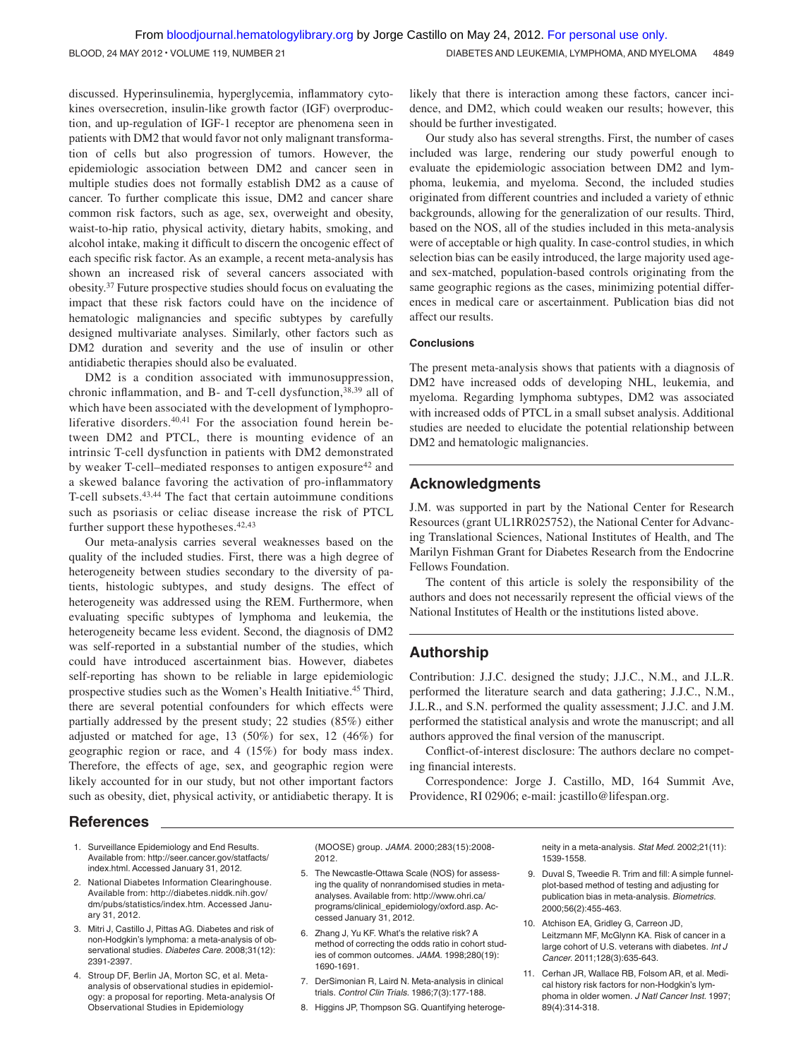discussed. Hyperinsulinemia, hyperglycemia, inflammatory cytokines oversecretion, insulin-like growth factor (IGF) overproduction, and up-regulation of IGF-1 receptor are phenomena seen in patients with DM2 that would favor not only malignant transformation of cells but also progression of tumors. However, the epidemiologic association between DM2 and cancer seen in multiple studies does not formally establish DM2 as a cause of cancer. To further complicate this issue, DM2 and cancer share common risk factors, such as age, sex, overweight and obesity, waist-to-hip ratio, physical activity, dietary habits, smoking, and alcohol intake, making it difficult to discern the oncogenic effect of each specific risk factor. As an example, a recent meta-analysis has shown an increased risk of several cancers associated with obesity.[37] Future prospective studies should focus on evaluating the impact that these risk factors could have on the incidence of hematologic malignancies and specific subtypes by carefully designed multivariate analyses. Similarly, other factors such as DM2 duration and severity and the use of insulin or other antidiabetic therapies should also be evaluated.

DM2 is a condition associated with immunosuppression, chronic inflammation, and B- and T-cell dysfunction,[38,39] all of which have been associated with the development of lymphoproliferative disorders.[40,41] For the association found herein between DM2 and PTCL, there is mounting evidence of an intrinsic T-cell dysfunction in patients with DM2 demonstrated by weaker T-cell–mediated responses to antigen exposure[42] and a skewed balance favoring the activation of pro-inflammatory T-cell subsets.[43,44] The fact that certain autoimmune conditions such as psoriasis or celiac disease increase the risk of PTCL further support these hypotheses.[42,43]

Our meta-analysis carries several weaknesses based on the quality of the included studies. First, there was a high degree of heterogeneity between studies secondary to the diversity of patients, histologic subtypes, and study designs. The effect of heterogeneity was addressed using the REM. Furthermore, when evaluating specific subtypes of lymphoma and leukemia, the heterogeneity became less evident. Second, the diagnosis of DM2 was self-reported in a substantial number of the studies, which could have introduced ascertainment bias. However, diabetes self-reporting has shown to be reliable in large epidemiologic prospective studies such as the Women's Health Initiative.[45] Third, there are several potential confounders for which effects were partially addressed by the present study; 22 studies (85%) either adjusted or matched for age, 13 (50%) for sex, 12 (46%) for geographic region or race, and 4 (15%) for body mass index. Therefore, the effects of age, sex, and geographic region were likely accounted for in our study, but not other important factors such as obesity, diet, physical activity, or antidiabetic therapy. It is likely that there is interaction among these factors, cancer incidence, and DM2, which could weaken our results; however, this should be further investigated.

Our study also has several strengths. First, the number of cases included was large, rendering our study powerful enough to evaluate the epidemiologic association between DM2 and lymphoma, leukemia, and myeloma. Second, the included studies originated from different countries and included a variety of ethnic backgrounds, allowing for the generalization of our results. Third, based on the NOS, all of the studies included in this meta-analysis were of acceptable or high quality. In case-control studies, in which selection bias can be easily introduced, the large majority used age- and sex-matched, population-based controls originating from the same geographic regions as the cases, minimizing potential differences in medical care or ascertainment. Publication bias did not affect our results.

#### Conclusions

The present meta-analysis shows that patients with a diagnosis of DM2 have increased odds of developing NHL, leukemia, and myeloma. Regarding lymphoma subtypes, DM2 was associated with increased odds of PTCL in a small subset analysis. Additional studies are needed to elucidate the potential relationship between DM2 and hematologic malignancies.

## Acknowledgments

J.M. was supported in part by the National Center for Research Resources (grant UL1RR025752), the National Center for Advancing Translational Sciences, National Institutes of Health, and The Marilyn Fishman Grant for Diabetes Research from the Endocrine Fellows Foundation.

The content of this article is solely the responsibility of the authors and does not necessarily represent the official views of the National Institutes of Health or the institutions listed above.

## Authorship

Contribution: J.J.C. designed the study; J.J.C., N.M., and J.L.R. performed the literature search and data gathering; J.J.C., N.M., J.L.R., and S.N. performed the quality assessment; J.J.C. and J.M. performed the statistical analysis and wrote the manuscript; and all authors approved the final version of the manuscript.

Conflict-of-interest disclosure: The authors declare no competing financial interests.

Correspondence: Jorge J. Castillo, MD, 164 Summit Ave, Providence, RI 02906; e-mail: jcastillo@lifespan.org.

## References

1. Surveillance Epidemiology and End Results. Available from: http://seer.cancer.gov/statfacts/index.html. Accessed January 31, 2012.
2. National Diabetes Information Clearinghouse. Available from: http://diabetes.niddk.nih.gov/dm/pubs/statistics/index.htm. Accessed January 31, 2012.
3. Mitri J, Castillo J, Pittas AG. Diabetes and risk of non-Hodgkin's lymphoma: a meta-analysis of observational studies. *Diabetes Care.* 2008;31(12):2391-2397.
4. Stroup DF, Berlin JA, Morton SC, et al. Meta-analysis of observational studies in epidemiology: a proposal for reporting. Meta-analysis Of Observational Studies in Epidemiology (MOOSE) group. *JAMA.* 2000;283(15):2008-2012.
5. The Newcastle-Ottawa Scale (NOS) for assessing the quality of nonrandomised studies in meta-analyses. Available from: http://www.ohri.ca/programs/clinical_epidemiology/oxford.asp. Accessed January 31, 2012.
6. Zhang J, Yu KF. What's the relative risk? A method of correcting the odds ratio in cohort studies of common outcomes. *JAMA.* 1998;280(19):1690-1691.
7. DerSimonian R, Laird N. Meta-analysis in clinical trials. *Control Clin Trials.* 1986;7(3):177-188.
8. Higgins JP, Thompson SG. Quantifying heterogeneity in a meta-analysis. *Stat Med.* 2002;21(11):1539-1558.
9. Duval S, Tweedie R. Trim and fill: A simple funnel-plot-based method of testing and adjusting for publication bias in meta-analysis. *Biometrics.* 2000;56(2):455-463.
10. Atchison EA, Gridley G, Carreon JD, Leitzmann MF, McGlynn KA. Risk of cancer in a large cohort of U.S. veterans with diabetes. *Int J Cancer.* 2011;128(3):635-643.
11. Cerhan JR, Wallace RB, Folsom AR, et al. Medical history risk factors for non-Hodgkin's lymphoma in older women. *J Natl Cancer Inst.* 1997;89(4):314-318.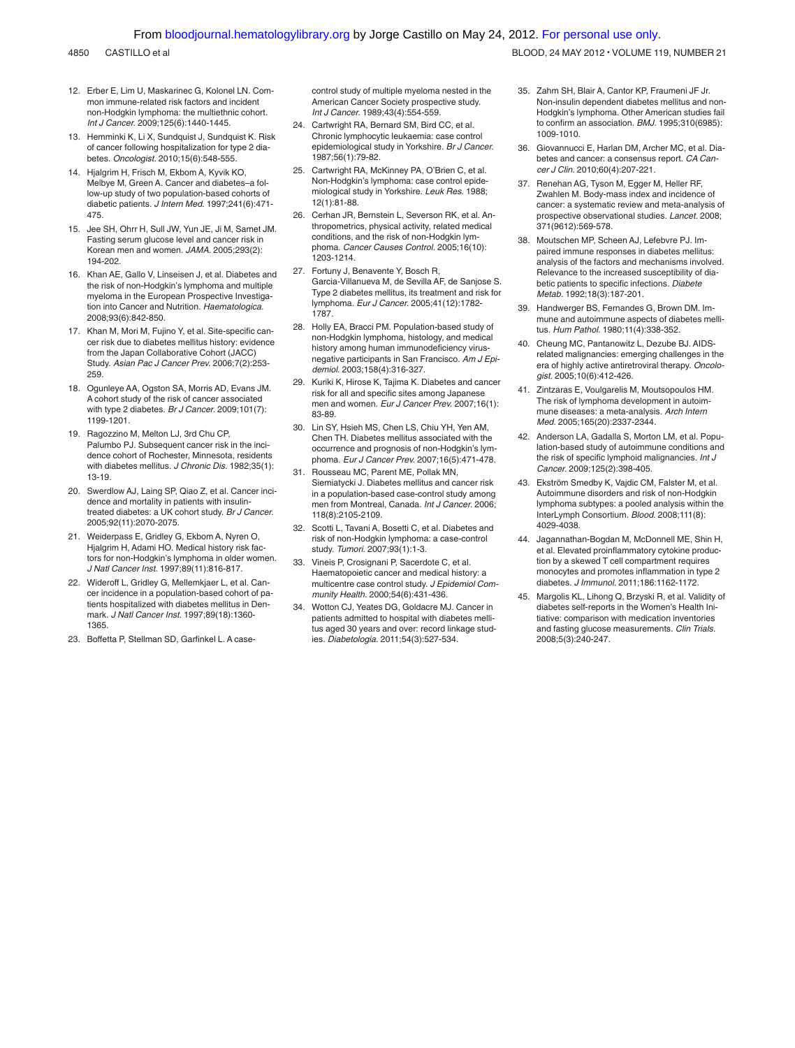12. Erber E, Lim U, Maskarinec G, Kolonel LN. Common immune-related risk factors and incident non-Hodgkin lymphoma: the multiethnic cohort. *Int J Cancer.* 2009;125(6):1440-1445.
13. Hemminki K, Li X, Sundquist J, Sundquist K. Risk of cancer following hospitalization for type 2 diabetes. *Oncologist.* 2010;15(6):548-555.
14. Hjalgrim H, Frisch M, Ekbom A, Kyvik KO, Melbye M, Green A. Cancer and diabetes–a follow-up study of two population-based cohorts of diabetic patients. *J Intern Med.* 1997;241(6):471-475.
15. Jee SH, Ohrr H, Sull JW, Yun JE, Ji M, Samet JM. Fasting serum glucose level and cancer risk in Korean men and women. *JAMA.* 2005;293(2):194-202.
16. Khan AE, Gallo V, Linseisen J, et al. Diabetes and the risk of non-Hodgkin's lymphoma and multiple myeloma in the European Prospective Investigation into Cancer and Nutrition. *Haematologica.* 2008;93(6):842-850.
17. Khan M, Mori M, Fujino Y, et al. Site-specific cancer risk due to diabetes mellitus history: evidence from the Japan Collaborative Cohort (JACC) Study. *Asian Pac J Cancer Prev.* 2006;7(2):253-259.
18. Ogunleye AA, Ogston SA, Morris AD, Evans JM. A cohort study of the risk of cancer associated with type 2 diabetes. *Br J Cancer.* 2009;101(7):1199-1201.
19. Ragozzino M, Melton LJ, 3rd Chu CP, Palumbo PJ. Subsequent cancer risk in the incidence cohort of Rochester, Minnesota, residents with diabetes mellitus. *J Chronic Dis.* 1982;35(1):13-19.
20. Swerdlow AJ, Laing SP, Qiao Z, et al. Cancer incidence and mortality in patients with insulin-treated diabetes: a UK cohort study. *Br J Cancer.* 2005;92(11):2070-2075.
21. Weiderpass E, Gridley G, Ekbom A, Nyren O, Hjalgrim H, Adami HO. Medical history risk factors for non-Hodgkin's lymphoma in older women. *J Natl Cancer Inst.* 1997;89(11):816-817.
22. Wideroff L, Gridley G, Mellemkjaer L, et al. Cancer incidence in a population-based cohort of patients hospitalized with diabetes mellitus in Denmark. *J Natl Cancer Inst.* 1997;89(18):1360-1365.
23. Boffetta P, Stellman SD, Garfinkel L. A case-control study of multiple myeloma nested in the American Cancer Society prospective study. *Int J Cancer.* 1989;43(4):554-559.
24. Cartwright RA, Bernard SM, Bird CC, et al. Chronic lymphocytic leukaemia: case control epidemiological study in Yorkshire. *Br J Cancer.* 1987;56(1):79-82.
25. Cartwright RA, McKinney PA, O'Brien C, et al. Non-Hodgkin's lymphoma: case control epidemiological study in Yorkshire. *Leuk Res.* 1988;12(1):81-88.
26. Cerhan JR, Bernstein L, Severson RK, et al. Anthropometrics, physical activity, related medical conditions, and the risk of non-Hodgkin lymphoma. *Cancer Causes Control.* 2005;16(10):1203-1214.
27. Fortuny J, Benavente Y, Bosch R, Garcia-Villanueva M, de Sevilla AF, de Sanjose S. Type 2 diabetes mellitus, its treatment and risk for lymphoma. *Eur J Cancer.* 2005;41(12):1782-1787.
28. Holly EA, Bracci PM. Population-based study of non-Hodgkin lymphoma, histology, and medical history among human immunodeficiency virus-negative participants in San Francisco. *Am J Epidemiol.* 2003;158(4):316-327.
29. Kuriki K, Hirose K, Tajima K. Diabetes and cancer risk for all and specific sites among Japanese men and women. *Eur J Cancer Prev.* 2007;16(1):83-89.
30. Lin SY, Hsieh MS, Chen LS, Chiu YH, Yen AM, Chen TH. Diabetes mellitus associated with the occurrence and prognosis of non-Hodgkin's lymphoma. *Eur J Cancer Prev.* 2007;16(5):471-478.
31. Rousseau MC, Parent ME, Pollak MN, Siemiatycki J. Diabetes mellitus and cancer risk in a population-based case-control study among men from Montreal, Canada. *Int J Cancer.* 2006;118(8):2105-2109.
32. Scotti L, Tavani A, Bosetti C, et al. Diabetes and risk of non-Hodgkin lymphoma: a case-control study. *Tumori.* 2007;93(1):1-3.
33. Vineis P, Crosignani P, Sacerdote C, et al. Haematopoietic cancer and medical history: a multicentre case control study. *J Epidemiol Community Health.* 2000;54(6):431-436.
34. Wotton CJ, Yeates DG, Goldacre MJ. Cancer in patients admitted to hospital with diabetes mellitus aged 30 years and over: record linkage studies. *Diabetologia.* 2011;54(3):527-534.
35. Zahm SH, Gridley G, Archer MC, et al.—Zahm SH, Ward MH, Blair A, Cantor KP, Fraumeni JF Jr. Non-insulin dependent diabetes mellitus and non-Hodgkin's lymphoma. Other American studies fail to confirm an association. *BMJ.* 1995;310(6985):1009-1010.
36. Giovannucci E, Harlan DM, Archer MC, et al. Diabetes and cancer: a consensus report. *CA Cancer J Clin.* 2010;60(4):207-221.
37. Renehan AG, Tyson M, Egger M, Heller RF, Zwahlen M. Body-mass index and incidence of cancer: a systematic review and meta-analysis of prospective observational studies. *Lancet.* 2008;371(9612):569-578.
38. Moutschen MP, Scheen AJ, Lefebvre PJ. Impaired immune responses in diabetes mellitus: analysis of the factors and mechanisms involved. Relevance to the increased susceptibility of diabetic patients to specific infections. *Diabete Metab.* 1992;18(3):187-201.
39. Handwerger BS, Fernandes G, Brown DM. Immune and autoimmune aspects of diabetes mellitus. *Hum Pathol.* 1980;11(4):338-352.
40. Cheung MC, Pantanowitz L, Dezube BJ. AIDS-related malignancies: emerging challenges in the era of highly active antiretroviral therapy. *Oncologist.* 2005;10(6):412-426.
41. Zintzaras E, Voulgarelis M, Moutsopoulos HM. The risk of lymphoma development in autoimmune diseases: a meta-analysis. *Arch Intern Med.* 2005;165(20):2337-2344.
42. Anderson LA, Gadalla S, Morton LM, et al. Population-based study of autoimmune conditions and the risk of specific lymphoid malignancies. *Int J Cancer.* 2009;125(2):398-405.
43. Ekström Smedby K, Vajdic CM, Falster M, et al. Autoimmune disorders and risk of non-Hodgkin lymphoma subtypes: a pooled analysis within the InterLymph Consortium. *Blood.* 2008;111(8):4029-4038.
44. Jagannathan-Bogdan M, McDonnell ME, Shin H, et al. Elevated proinflammatory cytokine production by a skewed T cell compartment requires monocytes and promotes inflammation in type 2 diabetes. *J Immunol.* 2011;186:1162-1172.
45. Margolis KL, Lihong Q, Brzyski R, et al. Validity of diabetes self-reports in the Women's Health Initiative: comparison with medication inventories and fasting glucose measurements. *Clin Trials.* 2008;5(3):240-247.